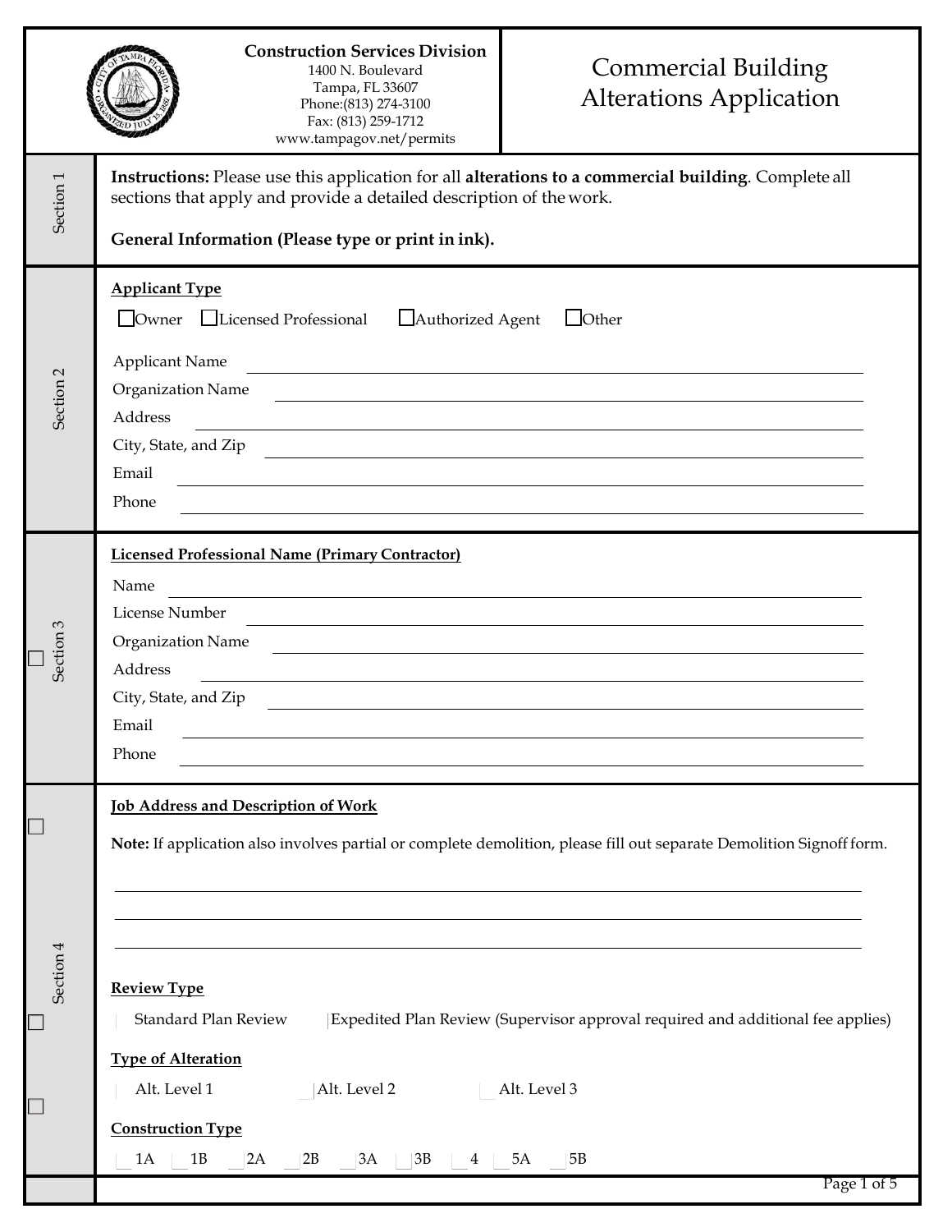**Construction Services Division**
1400 N. Boulevard
Tampa, FL 33607
Phone:(813) 274-3100
Fax: (813) 259-1712
www.tampagov.net/permits

# Commercial Building Alterations Application

## Section 1

**Instructions:** Please use this application for all **alterations to a commercial building**. Complete all sections that apply and provide a detailed description of the work.

**General Information (Please type or print in ink).**

## Section 2

**Applicant Type**

☐ Owner ☐ Licensed Professional ☐ Authorized Agent ☐ Other

Applicant Name ______________________________

Organization Name ______________________________

Address ______________________________

City, State, and Zip ______________________________

Email ______________________________

Phone ______________________________

## Section 3

**Licensed Professional Name (Primary Contractor)**

Name ______________________________

License Number ______________________________

Organization Name ______________________________

Address ______________________________

City, State, and Zip ______________________________

Email ______________________________

Phone ______________________________

## Section 4

**Job Address and Description of Work**

**Note:** If application also involves partial or complete demolition, please fill out separate Demolition Signoff form.

______________________________

______________________________

______________________________

**Review Type**

☐ Standard Plan Review ☐ Expedited Plan Review (Supervisor approval required and additional fee applies)

**Type of Alteration**

☐ Alt. Level 1 ☐ Alt. Level 2 ☐ Alt. Level 3

**Construction Type**

☐ 1A ☐ 1B ☐ 2A ☐ 2B ☐ 3A ☐ 3B ☐ 4 ☐ 5A ☐ 5B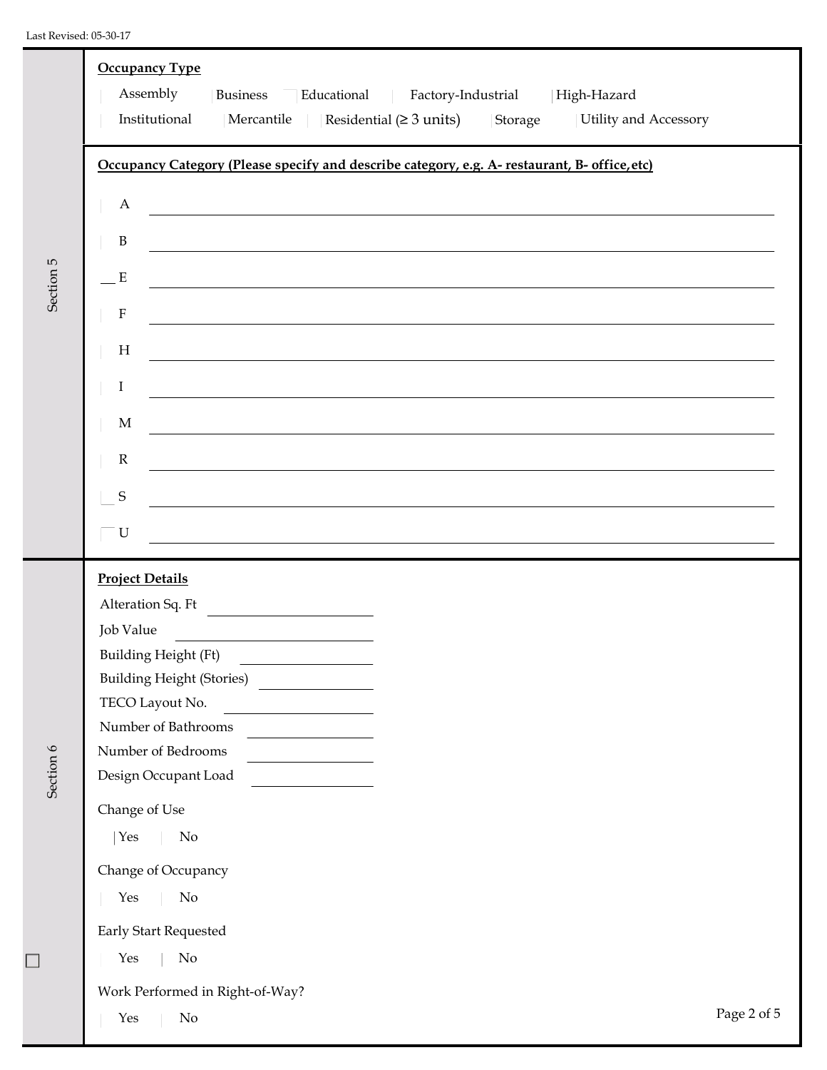Last Revised: 05-30-17

## Section 5

**Occupancy Type**

- Assembly
- Business
- Educational
- Factory-Industrial
- High-Hazard
- Institutional
- Mercantile
- Residential (≥ 3 units)
- Storage
- Utility and Accessory

**Occupancy Category (Please specify and describe category, e.g. A- restaurant, B- office, etc)**

- A ______________________________
- B ______________________________
- E ______________________________
- F ______________________________
- H ______________________________
- I ______________________________
- M ______________________________
- R ______________________________
- S ______________________________
- U ______________________________

## Section 6

**Project Details**

Alteration Sq. Ft ______________

Job Value ______________

Building Height (Ft) ______________

Building Height (Stories) ______________

TECO Layout No. ______________

Number of Bathrooms ______________

Number of Bedrooms ______________

Design Occupant Load ______________

Change of Use

- Yes
- No

Change of Occupancy

- Yes
- No

Early Start Requested

- Yes
- No

Work Performed in Right-of-Way?

- Yes
- No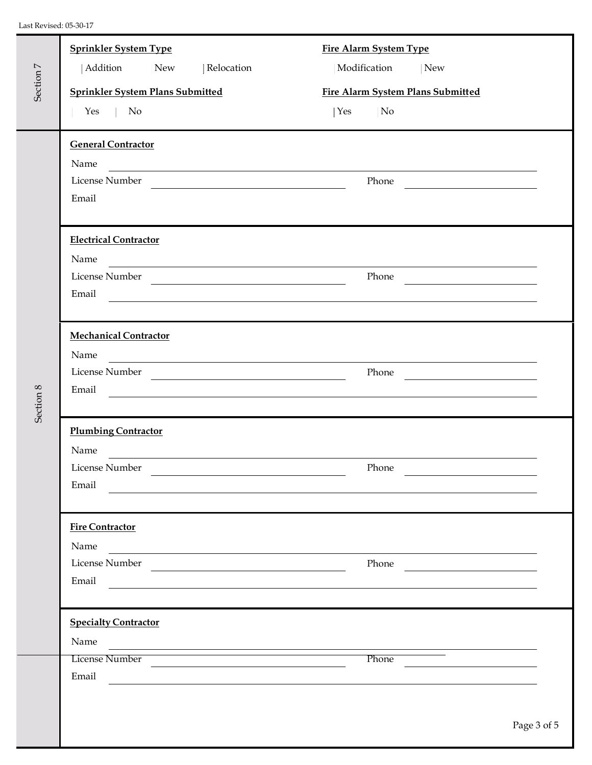Last Revised: 05-30-17

## Section 7

**Sprinkler System Type**

☐ Addition ☐ New ☐ Relocation

**Fire Alarm System Type**

☐ Modification ☐ New

**Sprinkler System Plans Submitted**

☐ Yes ☐ No

**Fire Alarm System Plans Submitted**

☐ Yes ☐ No

## Section 8

**General Contractor**

Name ______________________________

License Number ______________________________ Phone ______________________________

Email

**Electrical Contractor**

Name ______________________________

License Number ______________________________ Phone ______________________________

Email ______________________________

**Mechanical Contractor**

Name ______________________________

License Number ______________________________ Phone ______________________________

Email ______________________________

**Plumbing Contractor**

Name ______________________________

License Number ______________________________ Phone ______________________________

Email ______________________________

**Fire Contractor**

Name ______________________________

License Number ______________________________ Phone ______________________________

Email ______________________________

**Specialty Contractor**

Name ______________________________

License Number ______________________________ Phone ______________________________

Email ______________________________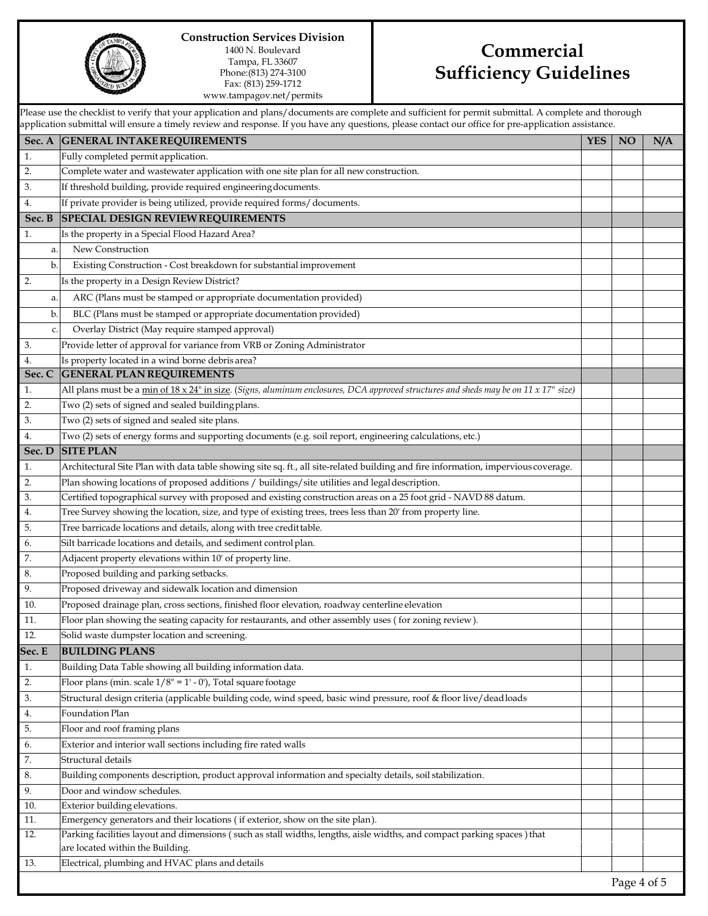**Construction Services Division**
1400 N. Boulevard
Tampa, FL 33607
Phone:(813) 274-3100
Fax: (813) 259-1712
www.tampagov.net/permits

# Commercial Sufficiency Guidelines

Please use the checklist to verify that your application and plans/documents are complete and sufficient for permit submittal. A complete and thorough application submittal will ensure a timely review and response. If you have any questions, please contact our office for pre-application assistance.

| Sec. A | GENERAL INTAKE REQUIREMENTS | YES | NO | N/A |
|---|---|---|---|---|
| 1. | Fully completed permit application. | | | |
| 2. | Complete water and wastewater application with one site plan for all new construction. | | | |
| 3. | If threshold building, provide required engineering documents. | | | |
| 4. | If private provider is being utilized, provide required forms/ documents. | | | |
| **Sec. B** | **SPECIAL DESIGN REVIEW REQUIREMENTS** | | | |
| 1. | Is the property in a Special Flood Hazard Area? | | | |
| a. | New Construction | | | |
| b. | Existing Construction - Cost breakdown for substantial improvement | | | |
| 2. | Is the property in a Design Review District? | | | |
| a. | ARC (Plans must be stamped or appropriate documentation provided) | | | |
| b. | BLC (Plans must be stamped or appropriate documentation provided) | | | |
| c. | Overlay District (May require stamped approval) | | | |
| 3. | Provide letter of approval for variance from VRB or Zoning Administrator | | | |
| 4. | Is property located in a wind borne debris area? | | | |
| **Sec. C** | **GENERAL PLAN REQUIREMENTS** | | | |
| 1. | All plans must be a <u>min of 18 x 24" in size</u>. (*Signs, aluminum enclosures, DCA approved structures and sheds may be on 11 x 17" size)* | | | |
| 2. | Two (2) sets of signed and sealed building plans. | | | |
| 3. | Two (2) sets of signed and sealed site plans. | | | |
| 4. | Two (2) sets of energy forms and supporting documents (e.g. soil report, engineering calculations, etc.) | | | |
| **Sec. D** | **SITE PLAN** | | | |
| 1. | Architectural Site Plan with data table showing site sq. ft., all site-related building and fire information, impervious coverage. | | | |
| 2. | Plan showing locations of proposed additions / buildings/site utilities and legal description. | | | |
| 3. | Certified topographical survey with proposed and existing construction areas on a 25 foot grid - NAVD 88 datum. | | | |
| 4. | Tree Survey showing the location, size, and type of existing trees, trees less than 20' from property line. | | | |
| 5. | Tree barricade locations and details, along with tree credit table. | | | |
| 6. | Silt barricade locations and details, and sediment control plan. | | | |
| 7. | Adjacent property elevations within 10' of property line. | | | |
| 8. | Proposed building and parking setbacks. | | | |
| 9. | Proposed driveway and sidewalk location and dimension | | | |
| 10. | Proposed drainage plan, cross sections, finished floor elevation, roadway centerline elevation | | | |
| 11. | Floor plan showing the seating capacity for restaurants, and other assembly uses ( for zoning review ). | | | |
| 12. | Solid waste dumpster location and screening. | | | |
| **Sec. E** | **BUILDING PLANS** | | | |
| 1. | Building Data Table showing all building information data. | | | |
| 2. | Floor plans (min. scale 1/8" = 1' - 0'), Total square footage | | | |
| 3. | Structural design criteria (applicable building code, wind speed, basic wind pressure, roof & floor live/dead loads | | | |
| 4. | Foundation Plan | | | |
| 5. | Floor and roof framing plans | | | |
| 6. | Exterior and interior wall sections including fire rated walls | | | |
| 7. | Structural details | | | |
| 8. | Building components description, product approval information and specialty details, soil stabilization. | | | |
| 9. | Door and window schedules. | | | |
| 10. | Exterior building elevations. | | | |
| 11. | Emergency generators and their locations ( if exterior, show on the site plan). | | | |
| 12. | Parking facilities layout and dimensions ( such as stall widths, lengths, aisle widths, and compact parking spaces ) that are located within the Building. | | | |
| 13. | Electrical, plumbing and HVAC plans and details | | | |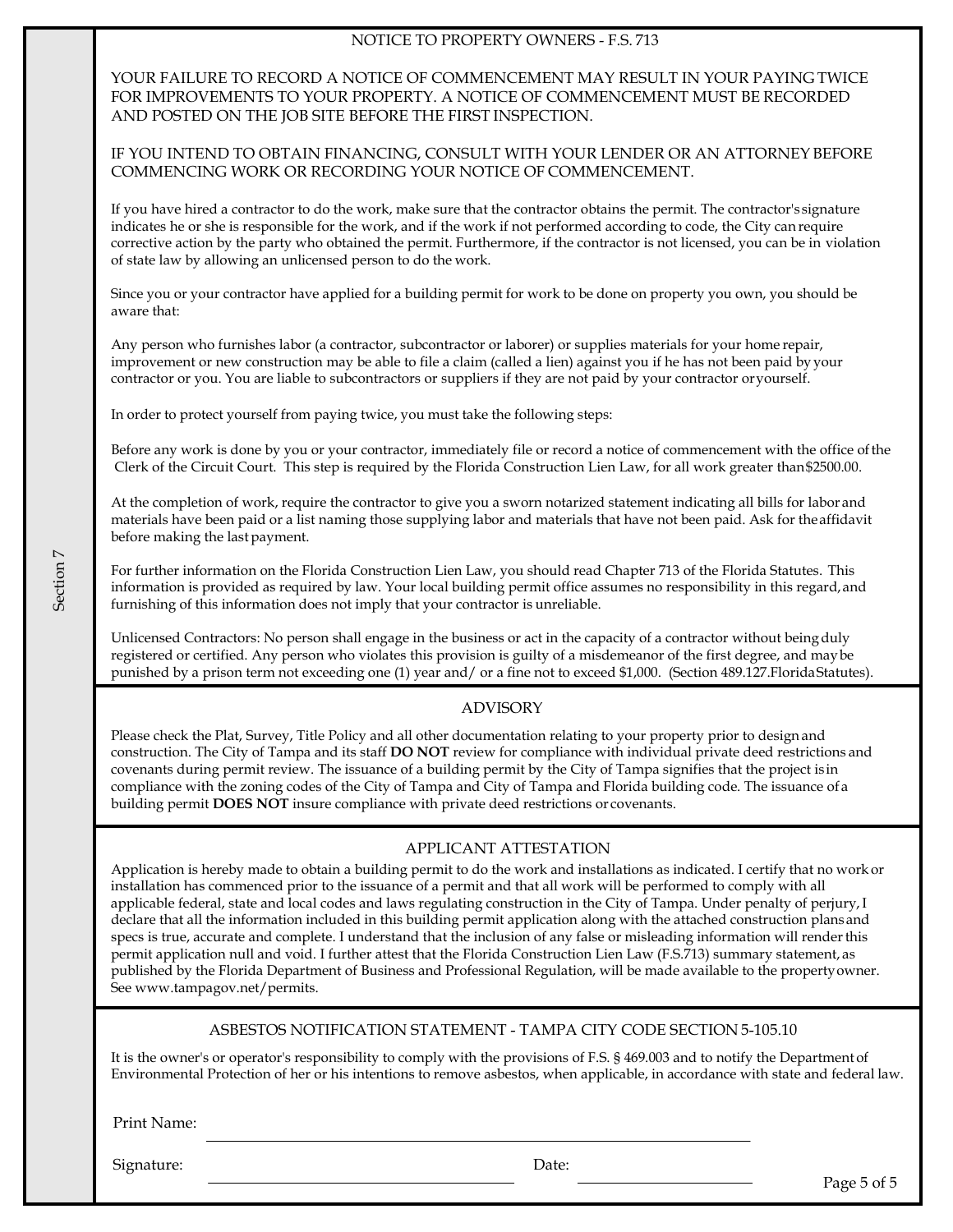## NOTICE TO PROPERTY OWNERS - F.S. 713

YOUR FAILURE TO RECORD A NOTICE OF COMMENCEMENT MAY RESULT IN YOUR PAYING TWICE FOR IMPROVEMENTS TO YOUR PROPERTY. A NOTICE OF COMMENCEMENT MUST BE RECORDED AND POSTED ON THE JOB SITE BEFORE THE FIRST INSPECTION.

IF YOU INTEND TO OBTAIN FINANCING, CONSULT WITH YOUR LENDER OR AN ATTORNEY BEFORE COMMENCING WORK OR RECORDING YOUR NOTICE OF COMMENCEMENT.

If you have hired a contractor to do the work, make sure that the contractor obtains the permit. The contractor's signature indicates he or she is responsible for the work, and if the work if not performed according to code, the City can require corrective action by the party who obtained the permit. Furthermore, if the contractor is not licensed, you can be in violation of state law by allowing an unlicensed person to do the work.

Since you or your contractor have applied for a building permit for work to be done on property you own, you should be aware that:

Any person who furnishes labor (a contractor, subcontractor or laborer) or supplies materials for your home repair, improvement or new construction may be able to file a claim (called a lien) against you if he has not been paid by your contractor or you. You are liable to subcontractors or suppliers if they are not paid by your contractor or yourself.

In order to protect yourself from paying twice, you must take the following steps:

Before any work is done by you or your contractor, immediately file or record a notice of commencement with the office of the Clerk of the Circuit Court. This step is required by the Florida Construction Lien Law, for all work greater than $2500.00.

At the completion of work, require the contractor to give you a sworn notarized statement indicating all bills for labor and materials have been paid or a list naming those supplying labor and materials that have not been paid. Ask for the affidavit before making the last payment.

For further information on the Florida Construction Lien Law, you should read Chapter 713 of the Florida Statutes. This information is provided as required by law. Your local building permit office assumes no responsibility in this regard, and furnishing of this information does not imply that your contractor is unreliable.

Unlicensed Contractors: No person shall engage in the business or act in the capacity of a contractor without being duly registered or certified. Any person who violates this provision is guilty of a misdemeanor of the first degree, and may be punished by a prison term not exceeding one (1) year and/ or a fine not to exceed $1,000. (Section 489.127.Florida Statutes).

## ADVISORY

Please check the Plat, Survey, Title Policy and all other documentation relating to your property prior to design and construction. The City of Tampa and its staff **DO NOT** review for compliance with individual private deed restrictions and covenants during permit review. The issuance of a building permit by the City of Tampa signifies that the project is in compliance with the zoning codes of the City of Tampa and City of Tampa and Florida building code. The issuance of a building permit **DOES NOT** insure compliance with private deed restrictions or covenants.

## APPLICANT ATTESTATION

Application is hereby made to obtain a building permit to do the work and installations as indicated. I certify that no work or installation has commenced prior to the issuance of a permit and that all work will be performed to comply with all applicable federal, state and local codes and laws regulating construction in the City of Tampa. Under penalty of perjury, I declare that all the information included in this building permit application along with the attached construction plans and specs is true, accurate and complete. I understand that the inclusion of any false or misleading information will render this permit application null and void. I further attest that the Florida Construction Lien Law (F.S.713) summary statement, as published by the Florida Department of Business and Professional Regulation, will be made available to the property owner. See www.tampagov.net/permits.

## ASBESTOS NOTIFICATION STATEMENT - TAMPA CITY CODE SECTION 5-105.10

It is the owner's or operator's responsibility to comply with the provisions of F.S. § 469.003 and to notify the Department of Environmental Protection of her or his intentions to remove asbestos, when applicable, in accordance with state and federal law.

Print Name: ______________________________

Signature: ______________________________ Date: ______________